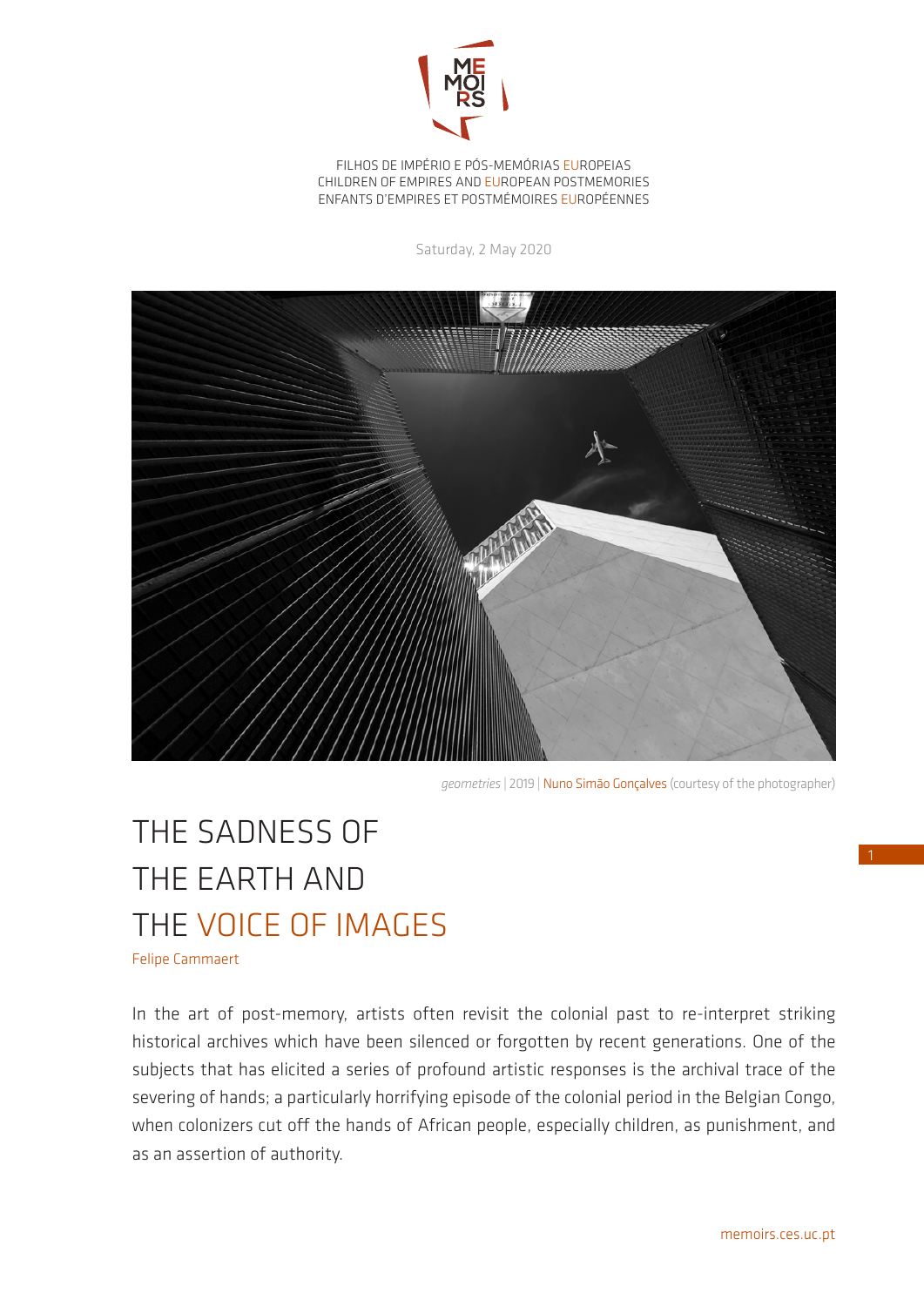FILHOS DE IMPÉRIO E PÓS-MEMÓRIAS EUROPEIAS
CHILDREN OF EMPIRES AND EUROPEAN POSTMEMORIES
ENFANTS D'EMPIRES ET POSTMÉMOIRES EUROPÉENNES

Saturday, 2 May 2020

*geometries* | 2019 | Nuno Simão Gonçalves (courtesy of the photographer)

# THE SADNESS OF THE EARTH AND THE VOICE OF IMAGES

Felipe Cammaert

In the art of post-memory, artists often revisit the colonial past to re-interpret striking historical archives which have been silenced or forgotten by recent generations. One of the subjects that has elicited a series of profound artistic responses is the archival trace of the severing of hands; a particularly horrifying episode of the colonial period in the Belgian Congo, when colonizers cut off the hands of African people, especially children, as punishment, and as an assertion of authority.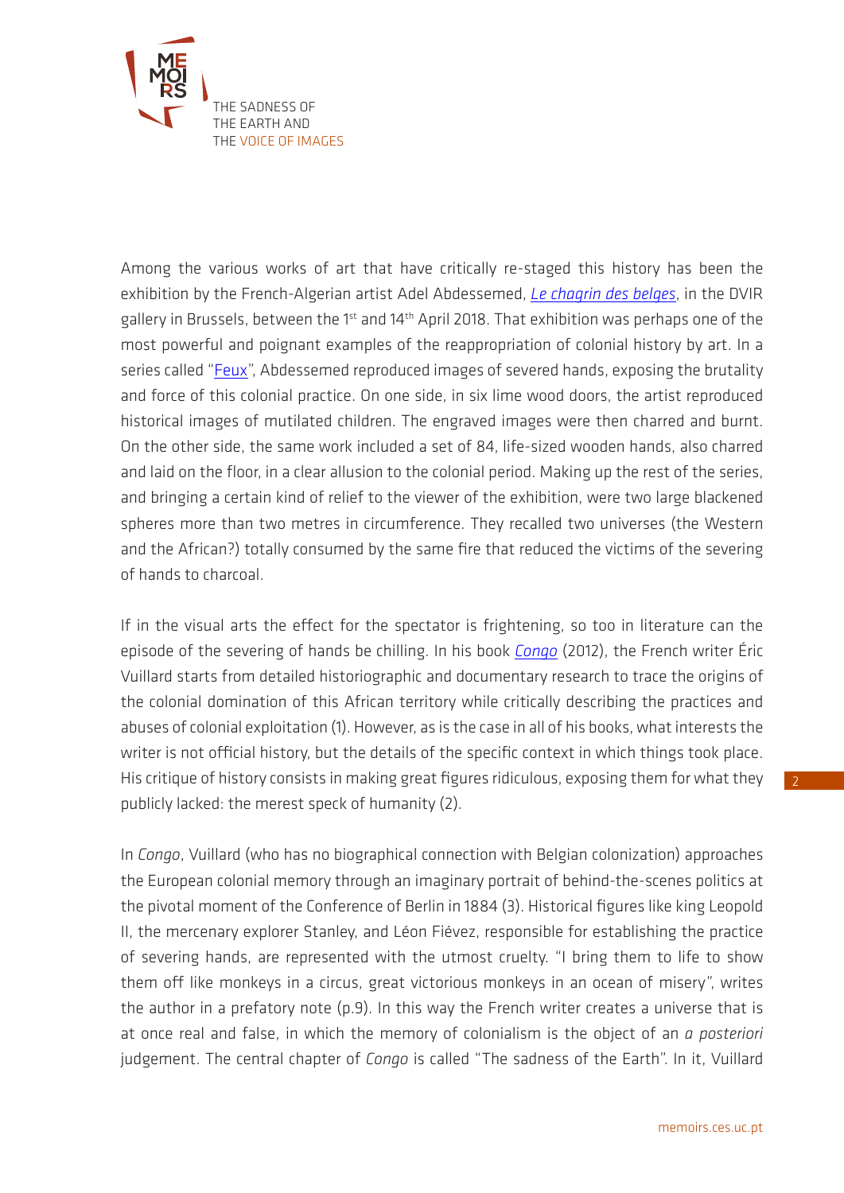Among the various works of art that have critically re-staged this history has been the exhibition by the French-Algerian artist Adel Abdessemed, [*Le chagrin des belges*](), in the DVIR gallery in Brussels, between the 1st and 14th April 2018. That exhibition was perhaps one of the most powerful and poignant examples of the reappropriation of colonial history by art. In a series called "[Feux]()", Abdessemed reproduced images of severed hands, exposing the brutality and force of this colonial practice. On one side, in six lime wood doors, the artist reproduced historical images of mutilated children. The engraved images were then charred and burnt. On the other side, the same work included a set of 84, life-sized wooden hands, also charred and laid on the floor, in a clear allusion to the colonial period. Making up the rest of the series, and bringing a certain kind of relief to the viewer of the exhibition, were two large blackened spheres more than two metres in circumference. They recalled two universes (the Western and the African?) totally consumed by the same fire that reduced the victims of the severing of hands to charcoal.

If in the visual arts the effect for the spectator is frightening, so too in literature can the episode of the severing of hands be chilling. In his book [*Congo*]() (2012), the French writer Éric Vuillard starts from detailed historiographic and documentary research to trace the origins of the colonial domination of this African territory while critically describing the practices and abuses of colonial exploitation (1). However, as is the case in all of his books, what interests the writer is not official history, but the details of the specific context in which things took place. His critique of history consists in making great figures ridiculous, exposing them for what they publicly lacked: the merest speck of humanity (2).

In *Congo*, Vuillard (who has no biographical connection with Belgian colonization) approaches the European colonial memory through an imaginary portrait of behind-the-scenes politics at the pivotal moment of the Conference of Berlin in 1884 (3). Historical figures like king Leopold II, the mercenary explorer Stanley, and Léon Fiévez, responsible for establishing the practice of severing hands, are represented with the utmost cruelty. "I bring them to life to show them off like monkeys in a circus, great victorious monkeys in an ocean of misery", writes the author in a prefatory note (p.9). In this way the French writer creates a universe that is at once real and false, in which the memory of colonialism is the object of an *a posteriori* judgement. The central chapter of *Congo* is called "The sadness of the Earth". In it, Vuillard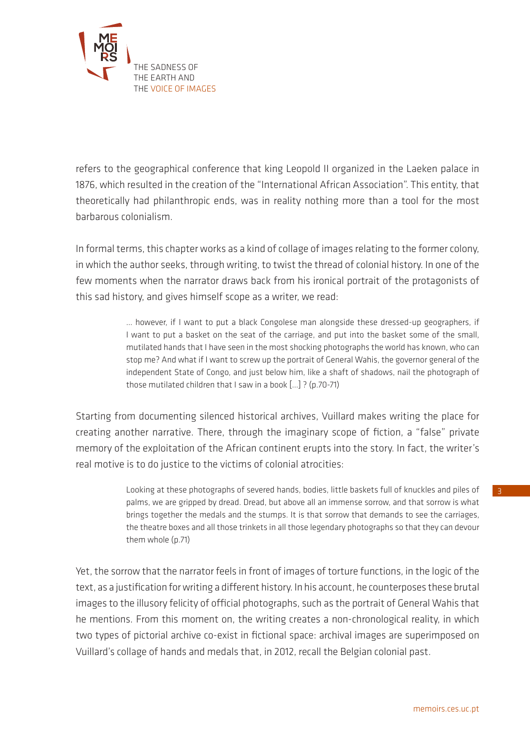refers to the geographical conference that king Leopold II organized in the Laeken palace in 1876, which resulted in the creation of the "International African Association". This entity, that theoretically had philanthropic ends, was in reality nothing more than a tool for the most barbarous colonialism.

In formal terms, this chapter works as a kind of collage of images relating to the former colony, in which the author seeks, through writing, to twist the thread of colonial history. In one of the few moments when the narrator draws back from his ironical portrait of the protagonists of this sad history, and gives himself scope as a writer, we read:

> … however, if I want to put a black Congolese man alongside these dressed-up geographers, if I want to put a basket on the seat of the carriage, and put into the basket some of the small, mutilated hands that I have seen in the most shocking photographs the world has known, who can stop me? And what if I want to screw up the portrait of General Wahis, the governor general of the independent State of Congo, and just below him, like a shaft of shadows, nail the photograph of those mutilated children that I saw in a book […] ? (p.70-71)

Starting from documenting silenced historical archives, Vuillard makes writing the place for creating another narrative. There, through the imaginary scope of fiction, a "false" private memory of the exploitation of the African continent erupts into the story. In fact, the writer's real motive is to do justice to the victims of colonial atrocities:

> Looking at these photographs of severed hands, bodies, little baskets full of knuckles and piles of palms, we are gripped by dread. Dread, but above all an immense sorrow, and that sorrow is what brings together the medals and the stumps. It is that sorrow that demands to see the carriages, the theatre boxes and all those trinkets in all those legendary photographs so that they can devour them whole (p.71)

Yet, the sorrow that the narrator feels in front of images of torture functions, in the logic of the text, as a justification for writing a different history. In his account, he counterposes these brutal images to the illusory felicity of official photographs, such as the portrait of General Wahis that he mentions. From this moment on, the writing creates a non-chronological reality, in which two types of pictorial archive co-exist in fictional space: archival images are superimposed on Vuillard's collage of hands and medals that, in 2012, recall the Belgian colonial past.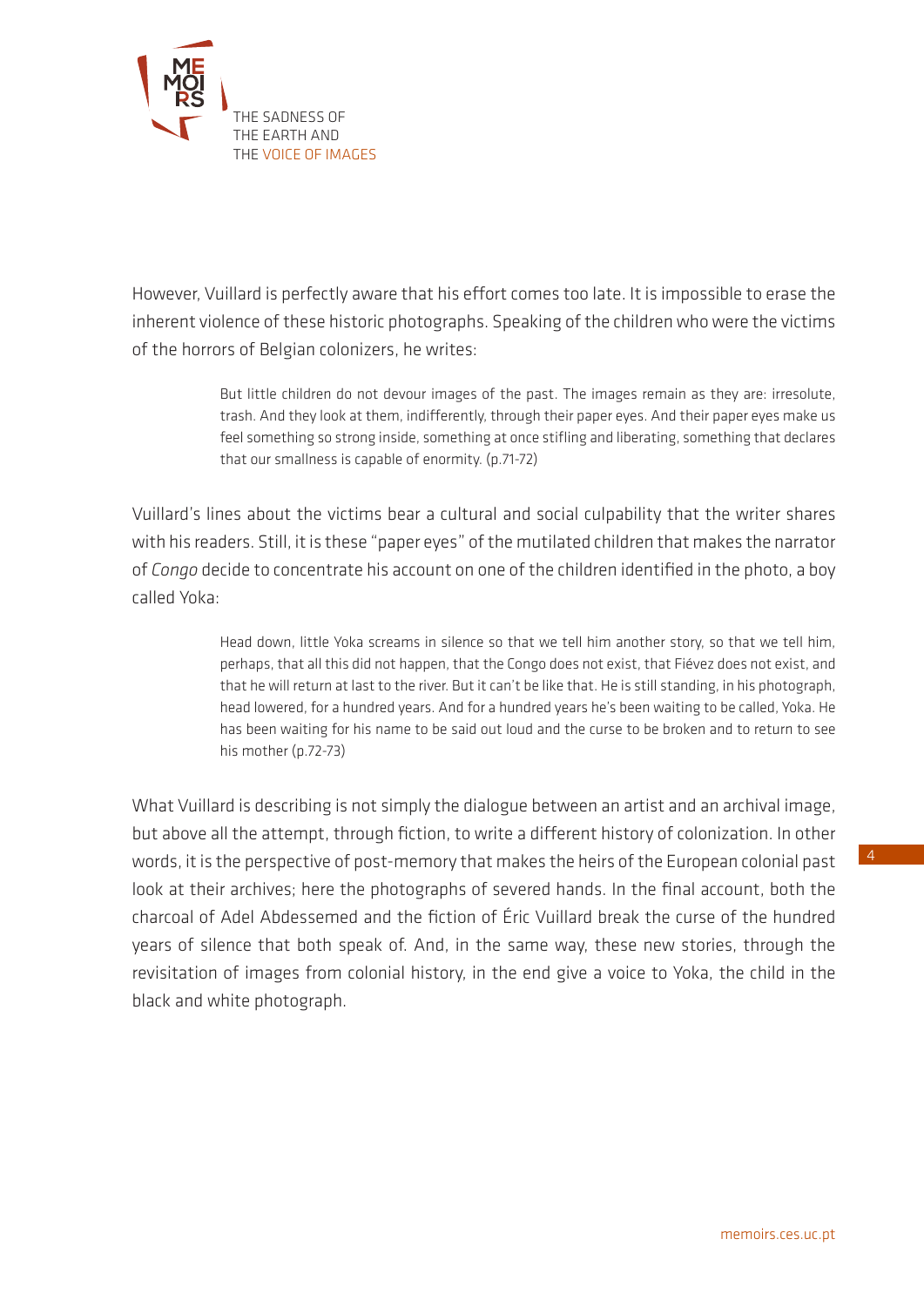However, Vuillard is perfectly aware that his effort comes too late. It is impossible to erase the inherent violence of these historic photographs. Speaking of the children who were the victims of the horrors of Belgian colonizers, he writes:

> But little children do not devour images of the past. The images remain as they are: irresolute, trash. And they look at them, indifferently, through their paper eyes. And their paper eyes make us feel something so strong inside, something at once stifling and liberating, something that declares that our smallness is capable of enormity. (p.71-72)

Vuillard's lines about the victims bear a cultural and social culpability that the writer shares with his readers. Still, it is these "paper eyes" of the mutilated children that makes the narrator of *Congo* decide to concentrate his account on one of the children identified in the photo, a boy called Yoka:

> Head down, little Yoka screams in silence so that we tell him another story, so that we tell him, perhaps, that all this did not happen, that the Congo does not exist, that Fiévez does not exist, and that he will return at last to the river. But it can't be like that. He is still standing, in his photograph, head lowered, for a hundred years. And for a hundred years he's been waiting to be called, Yoka. He has been waiting for his name to be said out loud and the curse to be broken and to return to see his mother (p.72-73)

What Vuillard is describing is not simply the dialogue between an artist and an archival image, but above all the attempt, through fiction, to write a different history of colonization. In other words, it is the perspective of post-memory that makes the heirs of the European colonial past look at their archives; here the photographs of severed hands. In the final account, both the charcoal of Adel Abdessemed and the fiction of Éric Vuillard break the curse of the hundred years of silence that both speak of. And, in the same way, these new stories, through the revisitation of images from colonial history, in the end give a voice to Yoka, the child in the black and white photograph.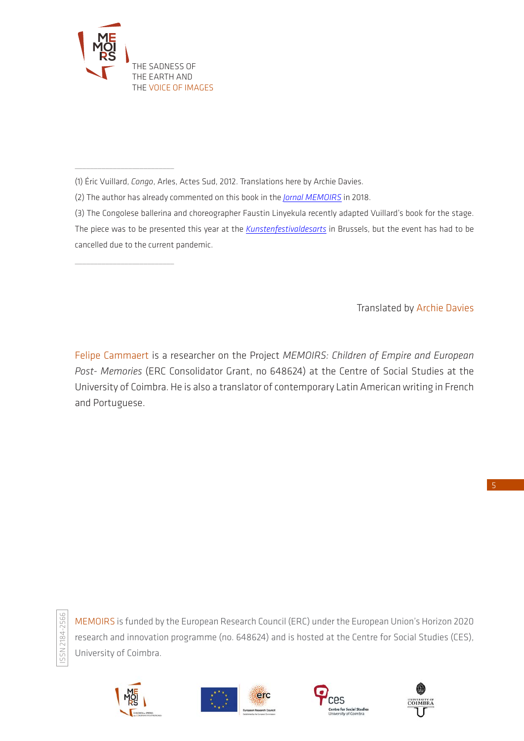(1) Éric Vuillard, *Congo*, Arles, Actes Sud, 2012. Translations here by Archie Davies.

(2) The author has already commented on this book in the *Jornal MEMOIRS* in 2018.

(3) The Congolese ballerina and choreographer Faustin Linyekula recently adapted Vuillard's book for the stage. The piece was to be presented this year at the *Kunstenfestivaldesarts* in Brussels, but the event has had to be cancelled due to the current pandemic.

Translated by Archie Davies

Felipe Cammaert is a researcher on the Project *MEMOIRS: Children of Empire and European Post- Memories* (ERC Consolidator Grant, no 648624) at the Centre of Social Studies at the University of Coimbra. He is also a translator of contemporary Latin American writing in French and Portuguese.

MEMOIRS is funded by the European Research Council (ERC) under the European Union's Horizon 2020 research and innovation programme (no. 648624) and is hosted at the Centre for Social Studies (CES), University of Coimbra.

ISSN 2184-2566